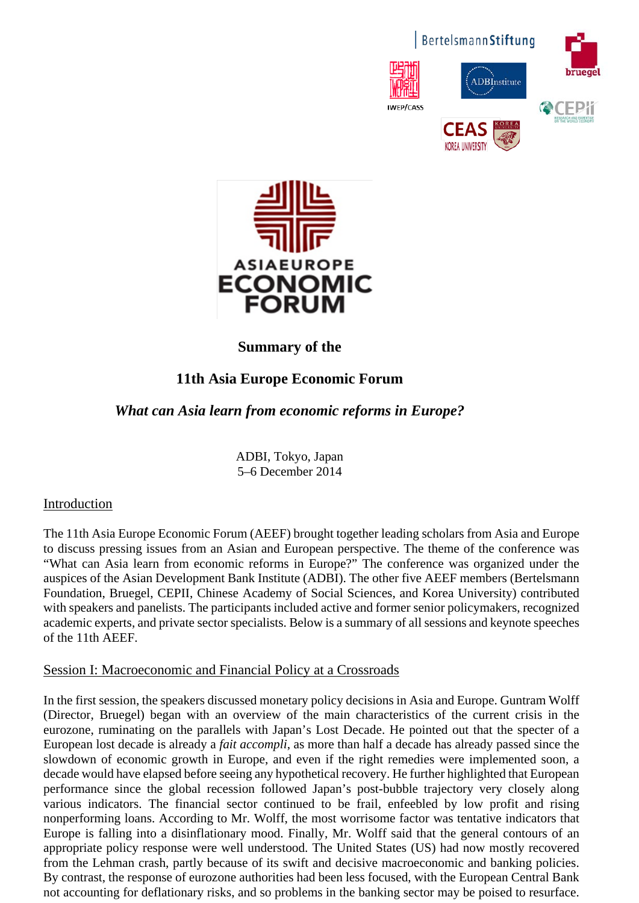# Summary of the

# 11th Asia Europe Economic Forum

## *What can Asia learn from economic reforms in Europe?*

ADBI, Tokyo, Japan
5–6 December 2014

## Introduction

The 11th Asia Europe Economic Forum (AEEF) brought together leading scholars from Asia and Europe to discuss pressing issues from an Asian and European perspective. The theme of the conference was "What can Asia learn from economic reforms in Europe?" The conference was organized under the auspices of the Asian Development Bank Institute (ADBI). The other five AEEF members (Bertelsmann Foundation, Bruegel, CEPII, Chinese Academy of Social Sciences, and Korea University) contributed with speakers and panelists. The participants included active and former senior policymakers, recognized academic experts, and private sector specialists. Below is a summary of all sessions and keynote speeches of the 11th AEEF.

## Session I: Macroeconomic and Financial Policy at a Crossroads

In the first session, the speakers discussed monetary policy decisions in Asia and Europe. Guntram Wolff (Director, Bruegel) began with an overview of the main characteristics of the current crisis in the eurozone, ruminating on the parallels with Japan's Lost Decade. He pointed out that the specter of a European lost decade is already a *fait accompli*, as more than half a decade has already passed since the slowdown of economic growth in Europe, and even if the right remedies were implemented soon, a decade would have elapsed before seeing any hypothetical recovery. He further highlighted that European performance since the global recession followed Japan's post-bubble trajectory very closely along various indicators. The financial sector continued to be frail, enfeebled by low profit and rising nonperforming loans. According to Mr. Wolff, the most worrisome factor was tentative indicators that Europe is falling into a disinflationary mood. Finally, Mr. Wolff said that the general contours of an appropriate policy response were well understood. The United States (US) had now mostly recovered from the Lehman crash, partly because of its swift and decisive macroeconomic and banking policies. By contrast, the response of eurozone authorities had been less focused, with the European Central Bank not accounting for deflationary risks, and so problems in the banking sector may be poised to resurface.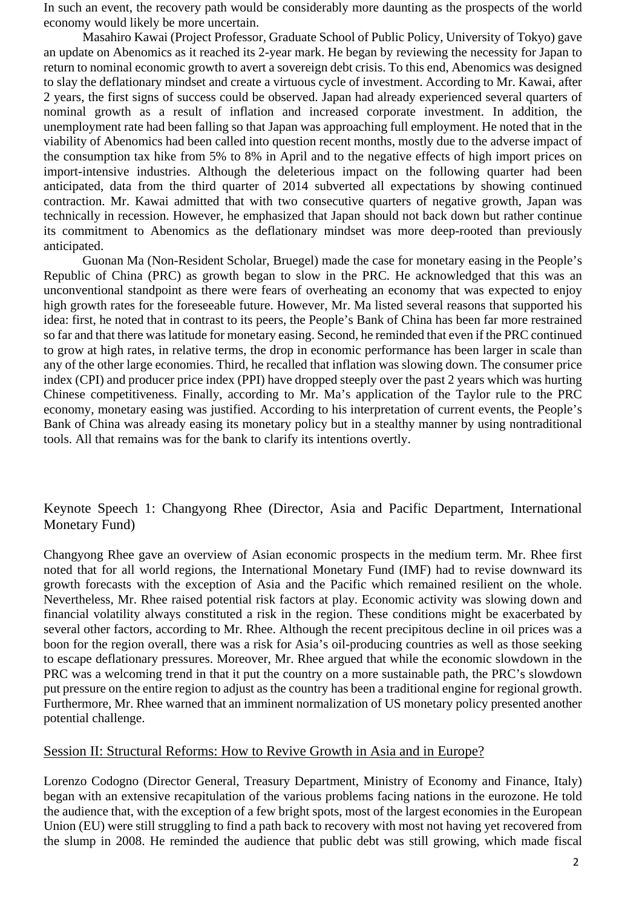In such an event, the recovery path would be considerably more daunting as the prospects of the world economy would likely be more uncertain.

Masahiro Kawai (Project Professor, Graduate School of Public Policy, University of Tokyo) gave an update on Abenomics as it reached its 2-year mark. He began by reviewing the necessity for Japan to return to nominal economic growth to avert a sovereign debt crisis. To this end, Abenomics was designed to slay the deflationary mindset and create a virtuous cycle of investment. According to Mr. Kawai, after 2 years, the first signs of success could be observed. Japan had already experienced several quarters of nominal growth as a result of inflation and increased corporate investment. In addition, the unemployment rate had been falling so that Japan was approaching full employment. He noted that in the viability of Abenomics had been called into question recent months, mostly due to the adverse impact of the consumption tax hike from 5% to 8% in April and to the negative effects of high import prices on import-intensive industries. Although the deleterious impact on the following quarter had been anticipated, data from the third quarter of 2014 subverted all expectations by showing continued contraction. Mr. Kawai admitted that with two consecutive quarters of negative growth, Japan was technically in recession. However, he emphasized that Japan should not back down but rather continue its commitment to Abenomics as the deflationary mindset was more deep-rooted than previously anticipated.

Guonan Ma (Non-Resident Scholar, Bruegel) made the case for monetary easing in the People's Republic of China (PRC) as growth began to slow in the PRC. He acknowledged that this was an unconventional standpoint as there were fears of overheating an economy that was expected to enjoy high growth rates for the foreseeable future. However, Mr. Ma listed several reasons that supported his idea: first, he noted that in contrast to its peers, the People's Bank of China has been far more restrained so far and that there was latitude for monetary easing. Second, he reminded that even if the PRC continued to grow at high rates, in relative terms, the drop in economic performance has been larger in scale than any of the other large economies. Third, he recalled that inflation was slowing down. The consumer price index (CPI) and producer price index (PPI) have dropped steeply over the past 2 years which was hurting Chinese competitiveness. Finally, according to Mr. Ma's application of the Taylor rule to the PRC economy, monetary easing was justified. According to his interpretation of current events, the People's Bank of China was already easing its monetary policy but in a stealthy manner by using nontraditional tools. All that remains was for the bank to clarify its intentions overtly.

## Keynote Speech 1: Changyong Rhee (Director, Asia and Pacific Department, International Monetary Fund)

Changyong Rhee gave an overview of Asian economic prospects in the medium term. Mr. Rhee first noted that for all world regions, the International Monetary Fund (IMF) had to revise downward its growth forecasts with the exception of Asia and the Pacific which remained resilient on the whole. Nevertheless, Mr. Rhee raised potential risk factors at play. Economic activity was slowing down and financial volatility always constituted a risk in the region. These conditions might be exacerbated by several other factors, according to Mr. Rhee. Although the recent precipitous decline in oil prices was a boon for the region overall, there was a risk for Asia's oil-producing countries as well as those seeking to escape deflationary pressures. Moreover, Mr. Rhee argued that while the economic slowdown in the PRC was a welcoming trend in that it put the country on a more sustainable path, the PRC's slowdown put pressure on the entire region to adjust as the country has been a traditional engine for regional growth. Furthermore, Mr. Rhee warned that an imminent normalization of US monetary policy presented another potential challenge.

## Session II: Structural Reforms: How to Revive Growth in Asia and in Europe?

Lorenzo Codogno (Director General, Treasury Department, Ministry of Economy and Finance, Italy) began with an extensive recapitulation of the various problems facing nations in the eurozone. He told the audience that, with the exception of a few bright spots, most of the largest economies in the European Union (EU) were still struggling to find a path back to recovery with most not having yet recovered from the slump in 2008. He reminded the audience that public debt was still growing, which made fiscal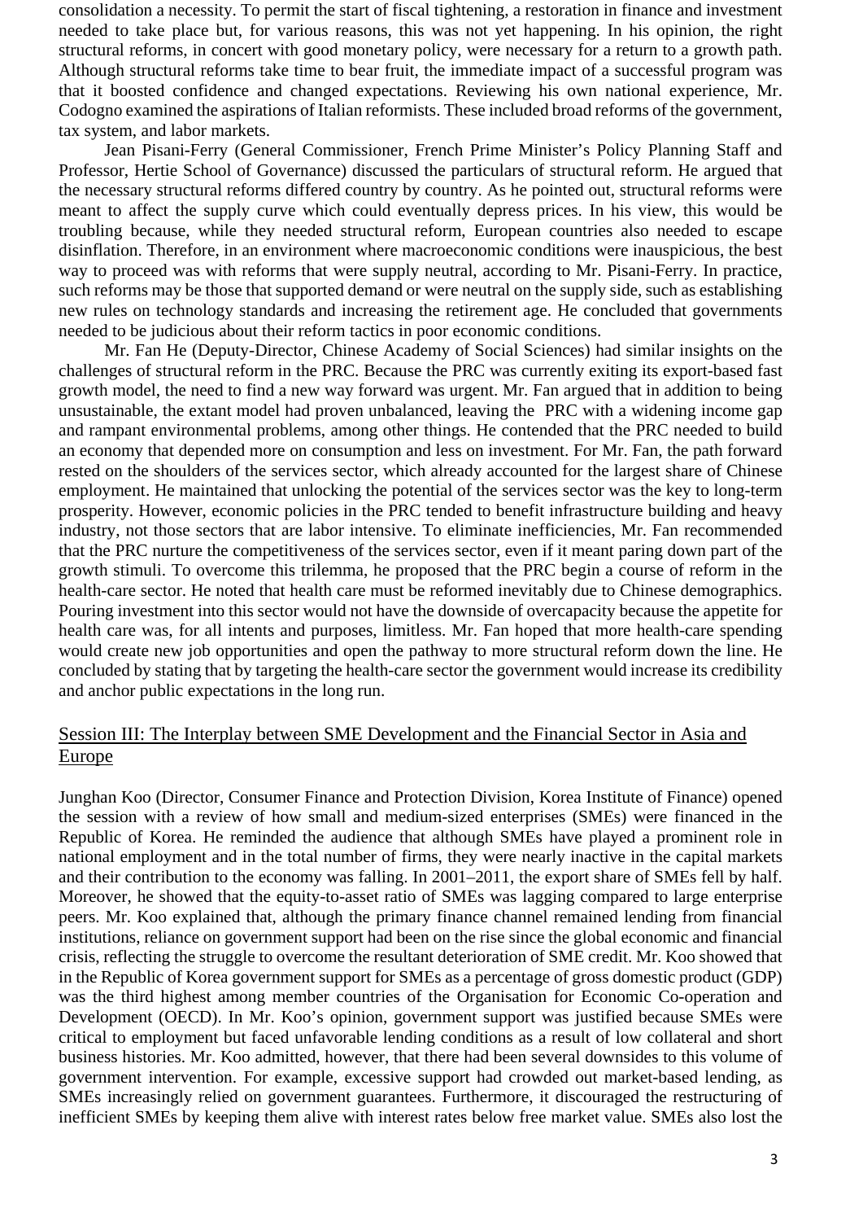consolidation a necessity. To permit the start of fiscal tightening, a restoration in finance and investment needed to take place but, for various reasons, this was not yet happening. In his opinion, the right structural reforms, in concert with good monetary policy, were necessary for a return to a growth path. Although structural reforms take time to bear fruit, the immediate impact of a successful program was that it boosted confidence and changed expectations. Reviewing his own national experience, Mr. Codogno examined the aspirations of Italian reformists. These included broad reforms of the government, tax system, and labor markets.

Jean Pisani-Ferry (General Commissioner, French Prime Minister's Policy Planning Staff and Professor, Hertie School of Governance) discussed the particulars of structural reform. He argued that the necessary structural reforms differed country by country. As he pointed out, structural reforms were meant to affect the supply curve which could eventually depress prices. In his view, this would be troubling because, while they needed structural reform, European countries also needed to escape disinflation. Therefore, in an environment where macroeconomic conditions were inauspicious, the best way to proceed was with reforms that were supply neutral, according to Mr. Pisani-Ferry. In practice, such reforms may be those that supported demand or were neutral on the supply side, such as establishing new rules on technology standards and increasing the retirement age. He concluded that governments needed to be judicious about their reform tactics in poor economic conditions.

Mr. Fan He (Deputy-Director, Chinese Academy of Social Sciences) had similar insights on the challenges of structural reform in the PRC. Because the PRC was currently exiting its export-based fast growth model, the need to find a new way forward was urgent. Mr. Fan argued that in addition to being unsustainable, the extant model had proven unbalanced, leaving the PRC with a widening income gap and rampant environmental problems, among other things. He contended that the PRC needed to build an economy that depended more on consumption and less on investment. For Mr. Fan, the path forward rested on the shoulders of the services sector, which already accounted for the largest share of Chinese employment. He maintained that unlocking the potential of the services sector was the key to long-term prosperity. However, economic policies in the PRC tended to benefit infrastructure building and heavy industry, not those sectors that are labor intensive. To eliminate inefficiencies, Mr. Fan recommended that the PRC nurture the competitiveness of the services sector, even if it meant paring down part of the growth stimuli. To overcome this trilemma, he proposed that the PRC begin a course of reform in the health-care sector. He noted that health care must be reformed inevitably due to Chinese demographics. Pouring investment into this sector would not have the downside of overcapacity because the appetite for health care was, for all intents and purposes, limitless. Mr. Fan hoped that more health-care spending would create new job opportunities and open the pathway to more structural reform down the line. He concluded by stating that by targeting the health-care sector the government would increase its credibility and anchor public expectations in the long run.

## Session III: The Interplay between SME Development and the Financial Sector in Asia and Europe

Junghan Koo (Director, Consumer Finance and Protection Division, Korea Institute of Finance) opened the session with a review of how small and medium-sized enterprises (SMEs) were financed in the Republic of Korea. He reminded the audience that although SMEs have played a prominent role in national employment and in the total number of firms, they were nearly inactive in the capital markets and their contribution to the economy was falling. In 2001–2011, the export share of SMEs fell by half. Moreover, he showed that the equity-to-asset ratio of SMEs was lagging compared to large enterprise peers. Mr. Koo explained that, although the primary finance channel remained lending from financial institutions, reliance on government support had been on the rise since the global economic and financial crisis, reflecting the struggle to overcome the resultant deterioration of SME credit. Mr. Koo showed that in the Republic of Korea government support for SMEs as a percentage of gross domestic product (GDP) was the third highest among member countries of the Organisation for Economic Co-operation and Development (OECD). In Mr. Koo's opinion, government support was justified because SMEs were critical to employment but faced unfavorable lending conditions as a result of low collateral and short business histories. Mr. Koo admitted, however, that there had been several downsides to this volume of government intervention. For example, excessive support had crowded out market-based lending, as SMEs increasingly relied on government guarantees. Furthermore, it discouraged the restructuring of inefficient SMEs by keeping them alive with interest rates below free market value. SMEs also lost the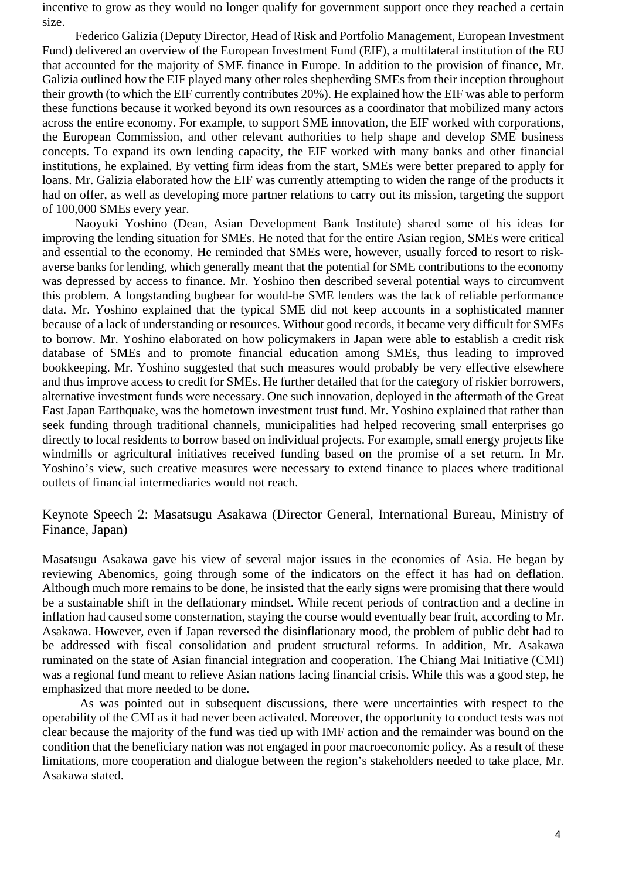incentive to grow as they would no longer qualify for government support once they reached a certain size.

Federico Galizia (Deputy Director, Head of Risk and Portfolio Management, European Investment Fund) delivered an overview of the European Investment Fund (EIF), a multilateral institution of the EU that accounted for the majority of SME finance in Europe. In addition to the provision of finance, Mr. Galizia outlined how the EIF played many other roles shepherding SMEs from their inception throughout their growth (to which the EIF currently contributes 20%). He explained how the EIF was able to perform these functions because it worked beyond its own resources as a coordinator that mobilized many actors across the entire economy. For example, to support SME innovation, the EIF worked with corporations, the European Commission, and other relevant authorities to help shape and develop SME business concepts. To expand its own lending capacity, the EIF worked with many banks and other financial institutions, he explained. By vetting firm ideas from the start, SMEs were better prepared to apply for loans. Mr. Galizia elaborated how the EIF was currently attempting to widen the range of the products it had on offer, as well as developing more partner relations to carry out its mission, targeting the support of 100,000 SMEs every year.

Naoyuki Yoshino (Dean, Asian Development Bank Institute) shared some of his ideas for improving the lending situation for SMEs. He noted that for the entire Asian region, SMEs were critical and essential to the economy. He reminded that SMEs were, however, usually forced to resort to risk-averse banks for lending, which generally meant that the potential for SME contributions to the economy was depressed by access to finance. Mr. Yoshino then described several potential ways to circumvent this problem. A longstanding bugbear for would-be SME lenders was the lack of reliable performance data. Mr. Yoshino explained that the typical SME did not keep accounts in a sophisticated manner because of a lack of understanding or resources. Without good records, it became very difficult for SMEs to borrow. Mr. Yoshino elaborated on how policymakers in Japan were able to establish a credit risk database of SMEs and to promote financial education among SMEs, thus leading to improved bookkeeping. Mr. Yoshino suggested that such measures would probably be very effective elsewhere and thus improve access to credit for SMEs. He further detailed that for the category of riskier borrowers, alternative investment funds were necessary. One such innovation, deployed in the aftermath of the Great East Japan Earthquake, was the hometown investment trust fund. Mr. Yoshino explained that rather than seek funding through traditional channels, municipalities had helped recovering small enterprises go directly to local residents to borrow based on individual projects. For example, small energy projects like windmills or agricultural initiatives received funding based on the promise of a set return. In Mr. Yoshino's view, such creative measures were necessary to extend finance to places where traditional outlets of financial intermediaries would not reach.

## Keynote Speech 2: Masatsugu Asakawa (Director General, International Bureau, Ministry of Finance, Japan)

Masatsugu Asakawa gave his view of several major issues in the economies of Asia. He began by reviewing Abenomics, going through some of the indicators on the effect it has had on deflation. Although much more remains to be done, he insisted that the early signs were promising that there would be a sustainable shift in the deflationary mindset. While recent periods of contraction and a decline in inflation had caused some consternation, staying the course would eventually bear fruit, according to Mr. Asakawa. However, even if Japan reversed the disinflationary mood, the problem of public debt had to be addressed with fiscal consolidation and prudent structural reforms. In addition, Mr. Asakawa ruminated on the state of Asian financial integration and cooperation. The Chiang Mai Initiative (CMI) was a regional fund meant to relieve Asian nations facing financial crisis. While this was a good step, he emphasized that more needed to be done.

As was pointed out in subsequent discussions, there were uncertainties with respect to the operability of the CMI as it had never been activated. Moreover, the opportunity to conduct tests was not clear because the majority of the fund was tied up with IMF action and the remainder was bound on the condition that the beneficiary nation was not engaged in poor macroeconomic policy. As a result of these limitations, more cooperation and dialogue between the region's stakeholders needed to take place, Mr. Asakawa stated.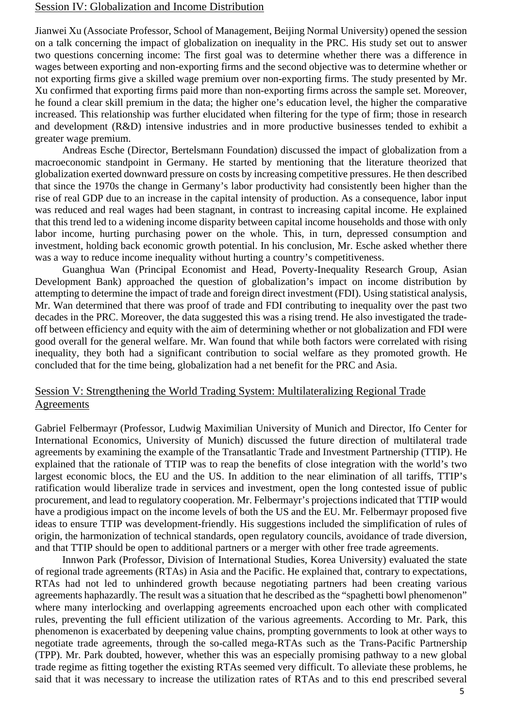## Session IV: Globalization and Income Distribution

Jianwei Xu (Associate Professor, School of Management, Beijing Normal University) opened the session on a talk concerning the impact of globalization on inequality in the PRC. His study set out to answer two questions concerning income: The first goal was to determine whether there was a difference in wages between exporting and non-exporting firms and the second objective was to determine whether or not exporting firms give a skilled wage premium over non-exporting firms. The study presented by Mr. Xu confirmed that exporting firms paid more than non-exporting firms across the sample set. Moreover, he found a clear skill premium in the data; the higher one's education level, the higher the comparative increased. This relationship was further elucidated when filtering for the type of firm; those in research and development (R&D) intensive industries and in more productive businesses tended to exhibit a greater wage premium.

Andreas Esche (Director, Bertelsmann Foundation) discussed the impact of globalization from a macroeconomic standpoint in Germany. He started by mentioning that the literature theorized that globalization exerted downward pressure on costs by increasing competitive pressures. He then described that since the 1970s the change in Germany's labor productivity had consistently been higher than the rise of real GDP due to an increase in the capital intensity of production. As a consequence, labor input was reduced and real wages had been stagnant, in contrast to increasing capital income. He explained that this trend led to a widening income disparity between capital income households and those with only labor income, hurting purchasing power on the whole. This, in turn, depressed consumption and investment, holding back economic growth potential. In his conclusion, Mr. Esche asked whether there was a way to reduce income inequality without hurting a country's competitiveness.

Guanghua Wan (Principal Economist and Head, Poverty-Inequality Research Group, Asian Development Bank) approached the question of globalization's impact on income distribution by attempting to determine the impact of trade and foreign direct investment (FDI). Using statistical analysis, Mr. Wan determined that there was proof of trade and FDI contributing to inequality over the past two decades in the PRC. Moreover, the data suggested this was a rising trend. He also investigated the trade-off between efficiency and equity with the aim of determining whether or not globalization and FDI were good overall for the general welfare. Mr. Wan found that while both factors were correlated with rising inequality, they both had a significant contribution to social welfare as they promoted growth. He concluded that for the time being, globalization had a net benefit for the PRC and Asia.

## Session V: Strengthening the World Trading System: Multilateralizing Regional Trade Agreements

Gabriel Felbermayr (Professor, Ludwig Maximilian University of Munich and Director, Ifo Center for International Economics, University of Munich) discussed the future direction of multilateral trade agreements by examining the example of the Transatlantic Trade and Investment Partnership (TTIP). He explained that the rationale of TTIP was to reap the benefits of close integration with the world's two largest economic blocs, the EU and the US. In addition to the near elimination of all tariffs, TTIP's ratification would liberalize trade in services and investment, open the long contested issue of public procurement, and lead to regulatory cooperation. Mr. Felbermayr's projections indicated that TTIP would have a prodigious impact on the income levels of both the US and the EU. Mr. Felbermayr proposed five ideas to ensure TTIP was development-friendly. His suggestions included the simplification of rules of origin, the harmonization of technical standards, open regulatory councils, avoidance of trade diversion, and that TTIP should be open to additional partners or a merger with other free trade agreements.

Innwon Park (Professor, Division of International Studies, Korea University) evaluated the state of regional trade agreements (RTAs) in Asia and the Pacific. He explained that, contrary to expectations, RTAs had not led to unhindered growth because negotiating partners had been creating various agreements haphazardly. The result was a situation that he described as the "spaghetti bowl phenomenon" where many interlocking and overlapping agreements encroached upon each other with complicated rules, preventing the full efficient utilization of the various agreements. According to Mr. Park, this phenomenon is exacerbated by deepening value chains, prompting governments to look at other ways to negotiate trade agreements, through the so-called mega-RTAs such as the Trans-Pacific Partnership (TPP). Mr. Park doubted, however, whether this was an especially promising pathway to a new global trade regime as fitting together the existing RTAs seemed very difficult. To alleviate these problems, he said that it was necessary to increase the utilization rates of RTAs and to this end prescribed several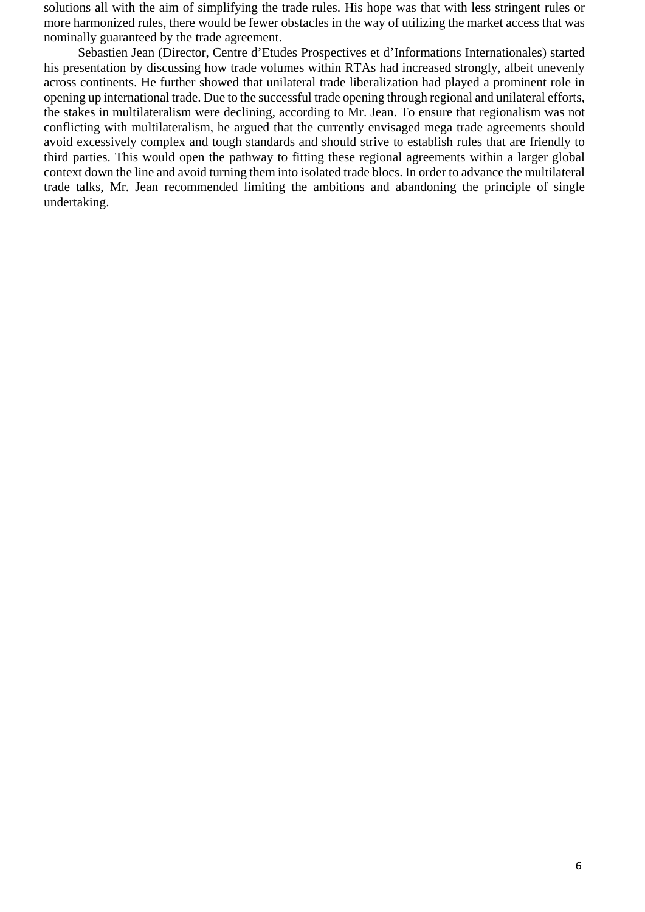solutions all with the aim of simplifying the trade rules. His hope was that with less stringent rules or more harmonized rules, there would be fewer obstacles in the way of utilizing the market access that was nominally guaranteed by the trade agreement.

Sebastien Jean (Director, Centre d'Etudes Prospectives et d'Informations Internationales) started his presentation by discussing how trade volumes within RTAs had increased strongly, albeit unevenly across continents. He further showed that unilateral trade liberalization had played a prominent role in opening up international trade. Due to the successful trade opening through regional and unilateral efforts, the stakes in multilateralism were declining, according to Mr. Jean. To ensure that regionalism was not conflicting with multilateralism, he argued that the currently envisaged mega trade agreements should avoid excessively complex and tough standards and should strive to establish rules that are friendly to third parties. This would open the pathway to fitting these regional agreements within a larger global context down the line and avoid turning them into isolated trade blocs. In order to advance the multilateral trade talks, Mr. Jean recommended limiting the ambitions and abandoning the principle of single undertaking.